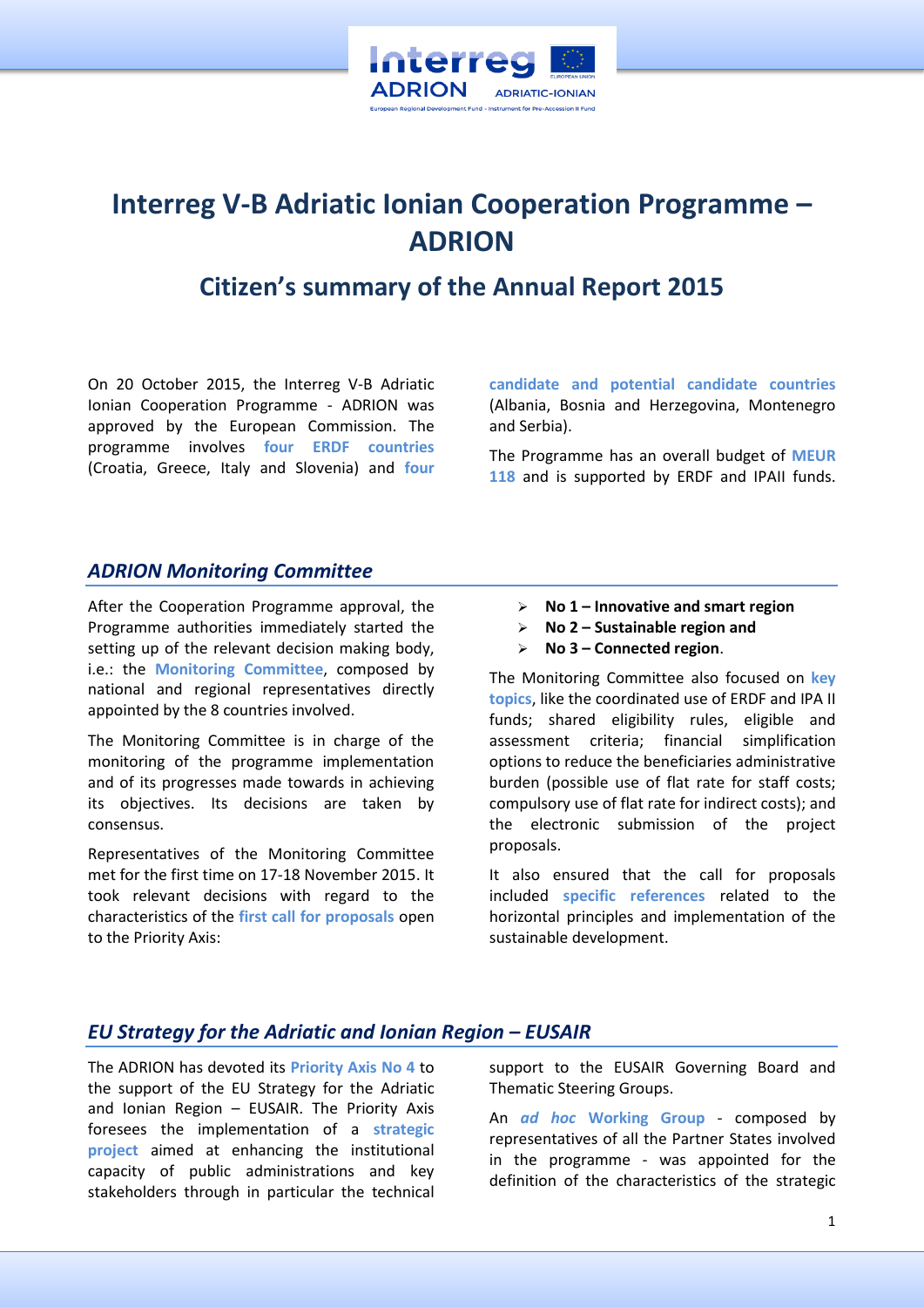# Interreg V-B Adriatic Ionian Cooperation Programme – ADRION

## Citizen's summary of the Annual Report 2015

On 20 October 2015, the Interreg V-B Adriatic Ionian Cooperation Programme - ADRION was approved by the European Commission. The programme involves **four ERDF countries** (Croatia, Greece, Italy and Slovenia) and **four candidate and potential candidate countries** (Albania, Bosnia and Herzegovina, Montenegro and Serbia).

The Programme has an overall budget of **MEUR 118** and is supported by ERDF and IPAII funds.

### *ADRION Monitoring Committee*

After the Cooperation Programme approval, the Programme authorities immediately started the setting up of the relevant decision making body, i.e.: the **Monitoring Committee**, composed by national and regional representatives directly appointed by the 8 countries involved.

The Monitoring Committee is in charge of the monitoring of the programme implementation and of its progresses made towards in achieving its objectives. Its decisions are taken by consensus.

Representatives of the Monitoring Committee met for the first time on 17-18 November 2015. It took relevant decisions with regard to the characteristics of the **first call for proposals** open to the Priority Axis:

- **No 1 – Innovative and smart region**
- **No 2 – Sustainable region and**
- **No 3 – Connected region**.

The Monitoring Committee also focused on **key topics**, like the coordinated use of ERDF and IPA II funds; shared eligibility rules, eligible and assessment criteria; financial simplification options to reduce the beneficiaries administrative burden (possible use of flat rate for staff costs; compulsory use of flat rate for indirect costs); and the electronic submission of the project proposals.

It also ensured that the call for proposals included **specific references** related to the horizontal principles and implementation of the sustainable development.

### *EU Strategy for the Adriatic and Ionian Region – EUSAIR*

The ADRION has devoted its **Priority Axis No 4** to the support of the EU Strategy for the Adriatic and Ionian Region – EUSAIR. The Priority Axis foresees the implementation of a **strategic project** aimed at enhancing the institutional capacity of public administrations and key stakeholders through in particular the technical support to the EUSAIR Governing Board and Thematic Steering Groups.

An ***ad hoc* Working Group** - composed by representatives of all the Partner States involved in the programme - was appointed for the definition of the characteristics of the strategic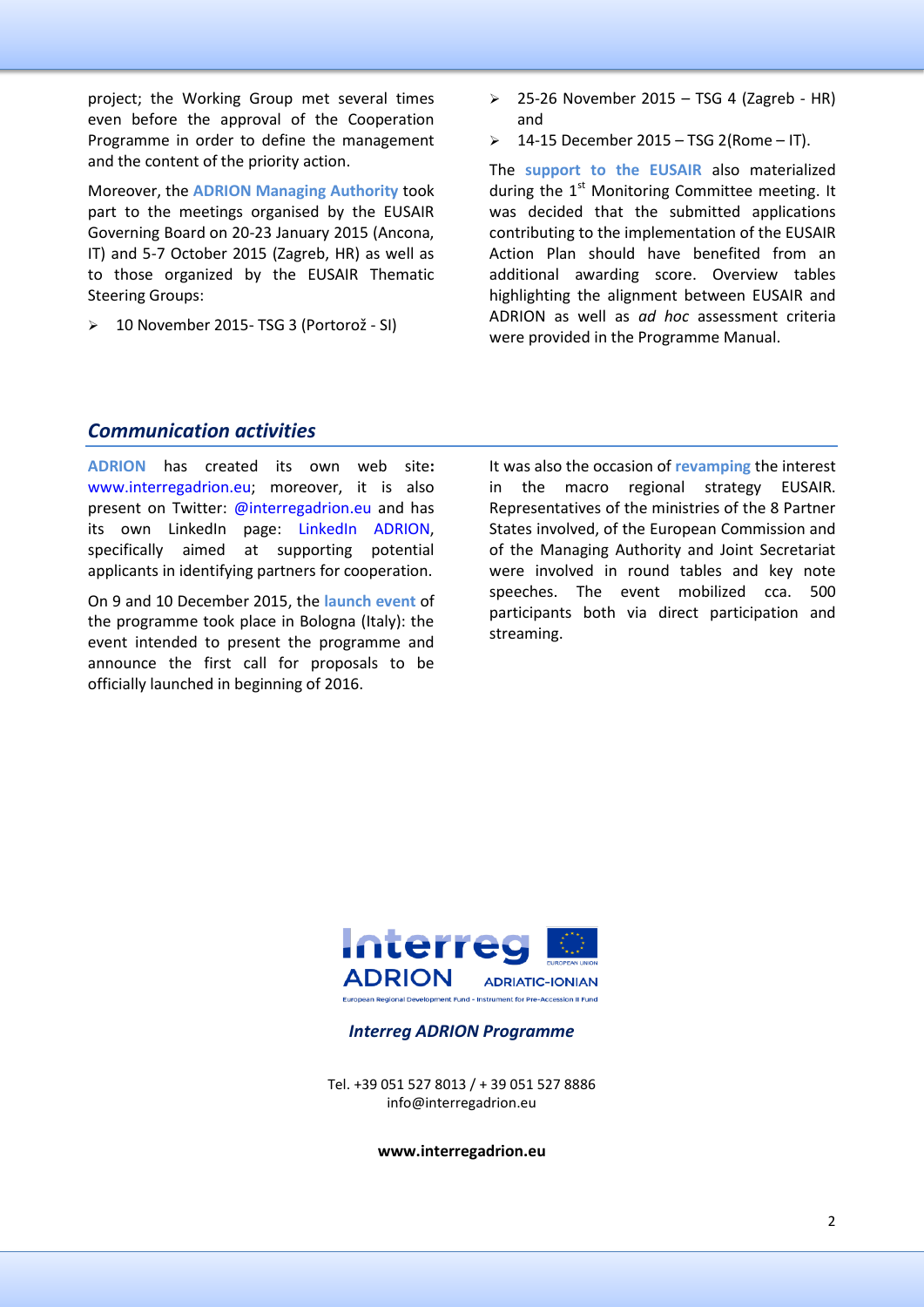project; the Working Group met several times even before the approval of the Cooperation Programme in order to define the management and the content of the priority action.

Moreover, the **ADRION Managing Authority** took part to the meetings organised by the EUSAIR Governing Board on 20-23 January 2015 (Ancona, IT) and 5-7 October 2015 (Zagreb, HR) as well as to those organized by the EUSAIR Thematic Steering Groups:

- 10 November 2015- TSG 3 (Portorož - SI)
- 25-26 November 2015 – TSG 4 (Zagreb - HR) and
- 14-15 December 2015 – TSG 2(Rome – IT).

The **support to the EUSAIR** also materialized during the 1st Monitoring Committee meeting. It was decided that the submitted applications contributing to the implementation of the EUSAIR Action Plan should have benefited from an additional awarding score. Overview tables highlighting the alignment between EUSAIR and ADRION as well as *ad hoc* assessment criteria were provided in the Programme Manual.

## *Communication activities*

**ADRION** has created its own web site**:** www.interregadrion.eu; moreover, it is also present on Twitter: @interregadrion.eu and has its own LinkedIn page: LinkedIn ADRION, specifically aimed at supporting potential applicants in identifying partners for cooperation.

On 9 and 10 December 2015, the **launch event** of the programme took place in Bologna (Italy): the event intended to present the programme and announce the first call for proposals to be officially launched in beginning of 2016.

It was also the occasion of **revamping** the interest in the macro regional strategy EUSAIR. Representatives of the ministries of the 8 Partner States involved, of the European Commission and of the Managing Authority and Joint Secretariat were involved in round tables and key note speeches. The event mobilized cca. 500 participants both via direct participation and streaming.

Interreg ADRION ADRIATIC-IONIAN EUROPEAN UNION

European Regional Development Fund - Instrument for Pre-Accession II Fund

***Interreg ADRION Programme***

Tel. +39 051 527 8013 / + 39 051 527 8886
info@interregadrion.eu

**www.interregadrion.eu**